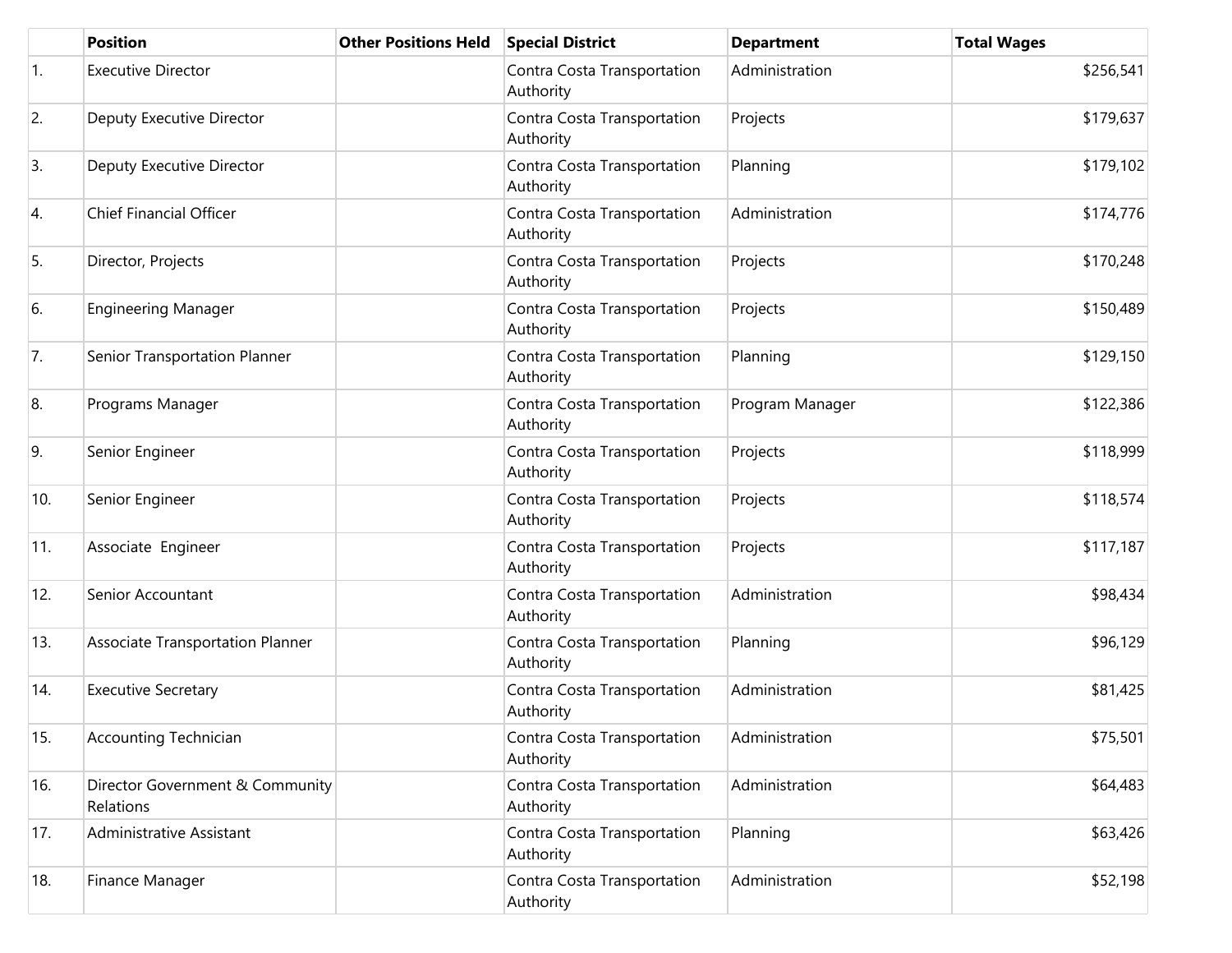| | Position | Other Positions Held | Special District | Department | Total Wages |
|---|---|---|---|---|---|
| 1. | Executive Director | | Contra Costa Transportation Authority | Administration | $256,541 |
| 2. | Deputy Executive Director | | Contra Costa Transportation Authority | Projects | $179,637 |
| 3. | Deputy Executive Director | | Contra Costa Transportation Authority | Planning | $179,102 |
| 4. | Chief Financial Officer | | Contra Costa Transportation Authority | Administration | $174,776 |
| 5. | Director, Projects | | Contra Costa Transportation Authority | Projects | $170,248 |
| 6. | Engineering Manager | | Contra Costa Transportation Authority | Projects | $150,489 |
| 7. | Senior Transportation Planner | | Contra Costa Transportation Authority | Planning | $129,150 |
| 8. | Programs Manager | | Contra Costa Transportation Authority | Program Manager | $122,386 |
| 9. | Senior Engineer | | Contra Costa Transportation Authority | Projects | $118,999 |
| 10. | Senior Engineer | | Contra Costa Transportation Authority | Projects | $118,574 |
| 11. | Associate Engineer | | Contra Costa Transportation Authority | Projects | $117,187 |
| 12. | Senior Accountant | | Contra Costa Transportation Authority | Administration | $98,434 |
| 13. | Associate Transportation Planner | | Contra Costa Transportation Authority | Planning | $96,129 |
| 14. | Executive Secretary | | Contra Costa Transportation Authority | Administration | $81,425 |
| 15. | Accounting Technician | | Contra Costa Transportation Authority | Administration | $75,501 |
| 16. | Director Government & Community Relations | | Contra Costa Transportation Authority | Administration | $64,483 |
| 17. | Administrative Assistant | | Contra Costa Transportation Authority | Planning | $63,426 |
| 18. | Finance Manager | | Contra Costa Transportation Authority | Administration | $52,198 |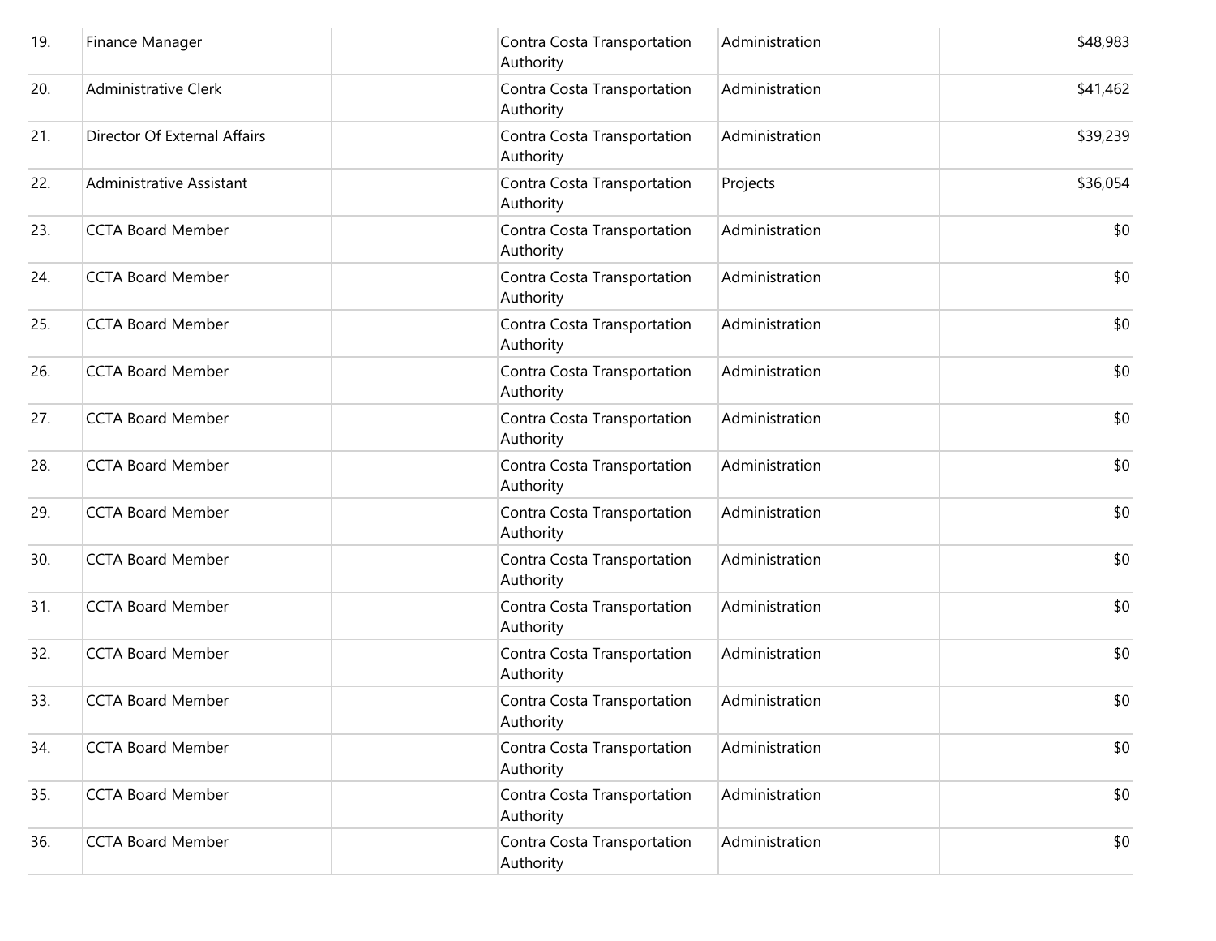| | | | | | |
|---|---|---|---|---|---|
| 19. | Finance Manager | | Contra Costa Transportation Authority | Administration | $48,983 |
| 20. | Administrative Clerk | | Contra Costa Transportation Authority | Administration | $41,462 |
| 21. | Director Of External Affairs | | Contra Costa Transportation Authority | Administration | $39,239 |
| 22. | Administrative Assistant | | Contra Costa Transportation Authority | Projects | $36,054 |
| 23. | CCTA Board Member | | Contra Costa Transportation Authority | Administration | $0 |
| 24. | CCTA Board Member | | Contra Costa Transportation Authority | Administration | $0 |
| 25. | CCTA Board Member | | Contra Costa Transportation Authority | Administration | $0 |
| 26. | CCTA Board Member | | Contra Costa Transportation Authority | Administration | $0 |
| 27. | CCTA Board Member | | Contra Costa Transportation Authority | Administration | $0 |
| 28. | CCTA Board Member | | Contra Costa Transportation Authority | Administration | $0 |
| 29. | CCTA Board Member | | Contra Costa Transportation Authority | Administration | $0 |
| 30. | CCTA Board Member | | Contra Costa Transportation Authority | Administration | $0 |
| 31. | CCTA Board Member | | Contra Costa Transportation Authority | Administration | $0 |
| 32. | CCTA Board Member | | Contra Costa Transportation Authority | Administration | $0 |
| 33. | CCTA Board Member | | Contra Costa Transportation Authority | Administration | $0 |
| 34. | CCTA Board Member | | Contra Costa Transportation Authority | Administration | $0 |
| 35. | CCTA Board Member | | Contra Costa Transportation Authority | Administration | $0 |
| 36. | CCTA Board Member | | Contra Costa Transportation Authority | Administration | $0 |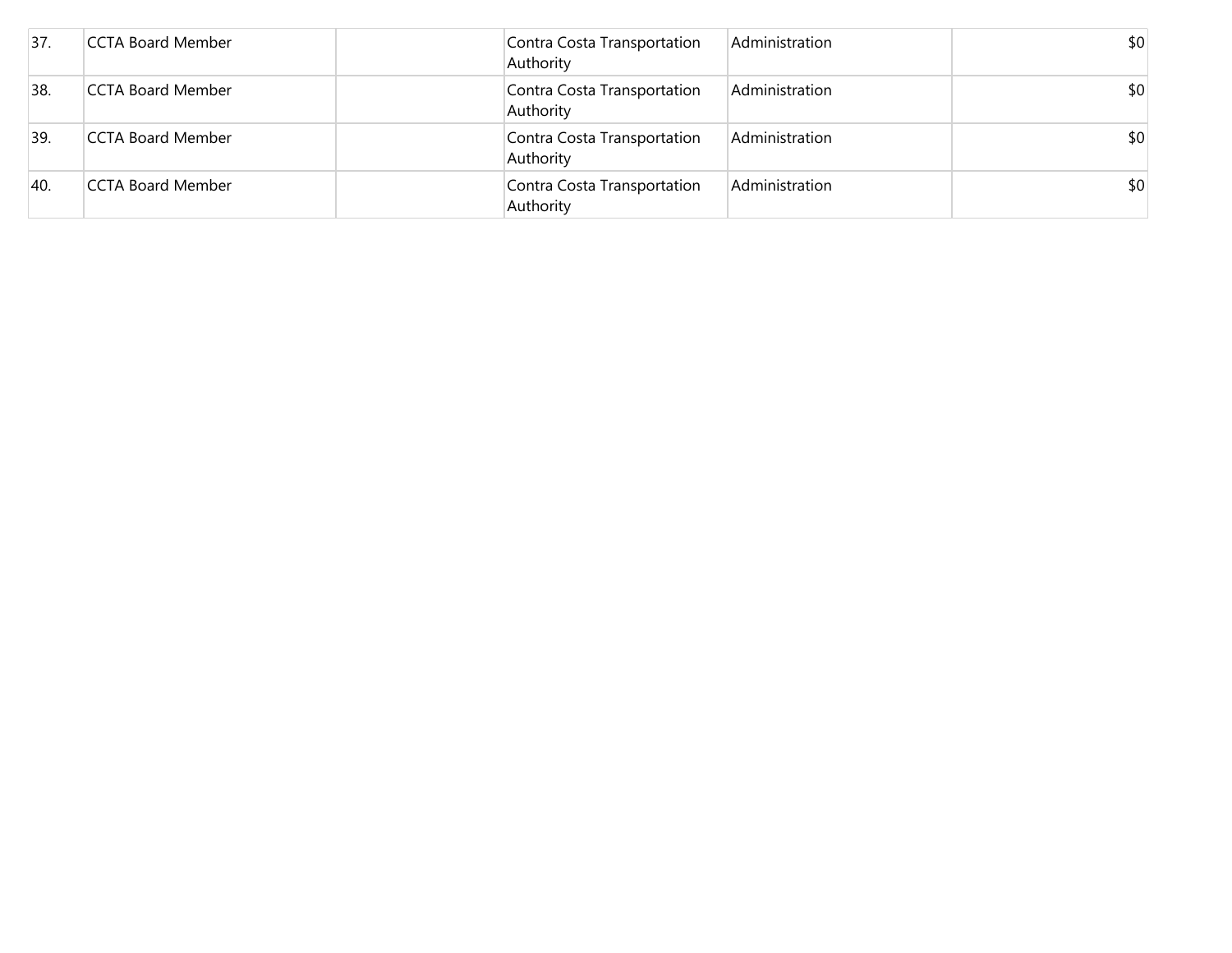| | | | | | |
|---|---|---|---|---|---|
| 37. | CCTA Board Member | | Contra Costa Transportation Authority | Administration | $0 |
| 38. | CCTA Board Member | | Contra Costa Transportation Authority | Administration | $0 |
| 39. | CCTA Board Member | | Contra Costa Transportation Authority | Administration | $0 |
| 40. | CCTA Board Member | | Contra Costa Transportation Authority | Administration | $0 |